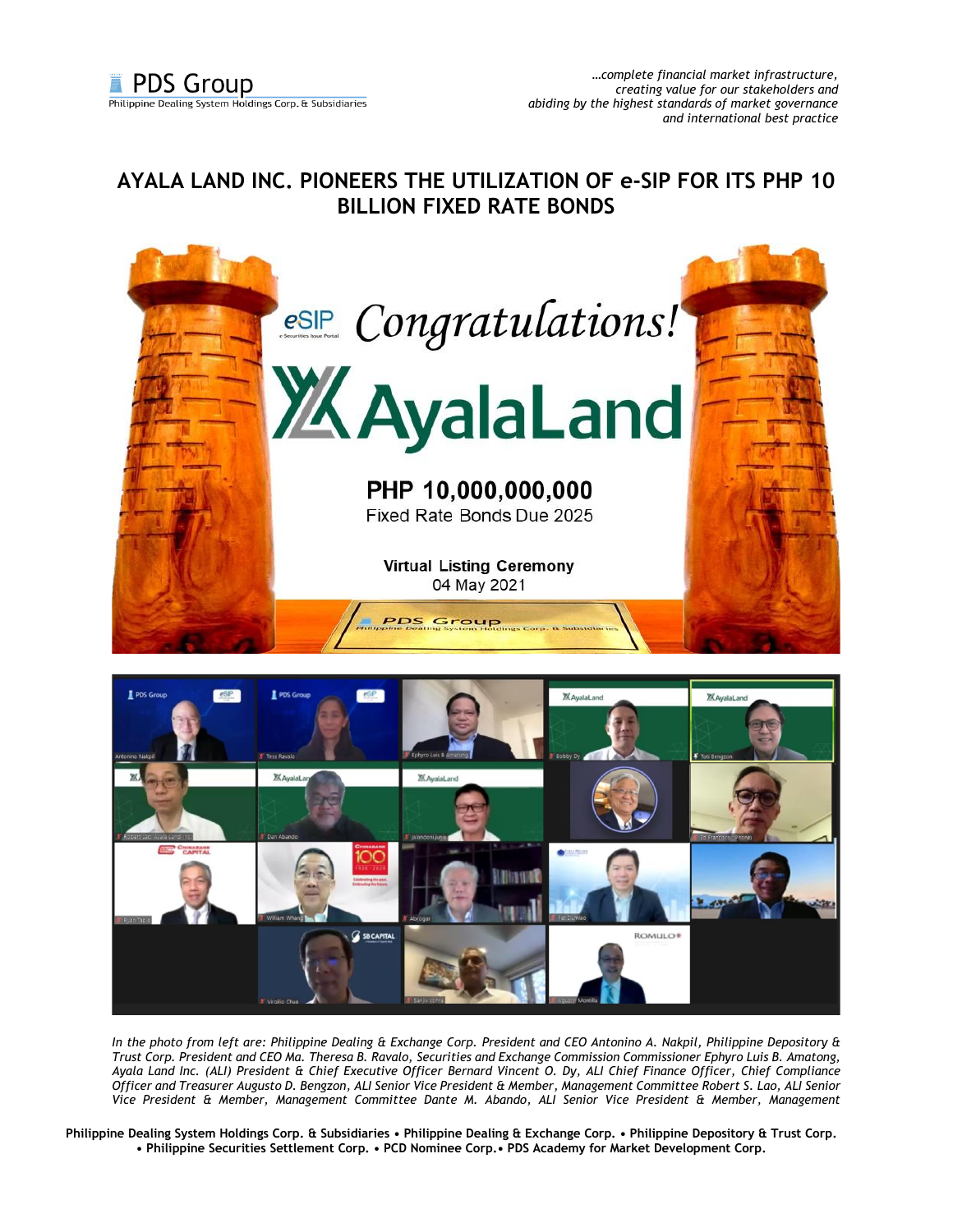# AYALA LAND INC. PIONEERS THE UTILIZATION OF e-SIP FOR ITS PHP 10 BILLION FIXED RATE BONDS

*In the photo from left are: Philippine Dealing & Exchange Corp. President and CEO Antonino A. Nakpil, Philippine Depository & Trust Corp. President and CEO Ma. Theresa B. Ravalo, Securities and Exchange Commission Commissioner Ephyro Luis B. Amatong, Ayala Land Inc. (ALI) President & Chief Executive Officer Bernard Vincent O. Dy, ALI Chief Finance Officer, Chief Compliance Officer and Treasurer Augusto D. Bengzon, ALI Senior Vice President & Member, Management Committee Robert S. Lao, ALI Senior Vice President & Member, Management Committee Dante M. Abando, ALI Senior Vice President & Member, Management*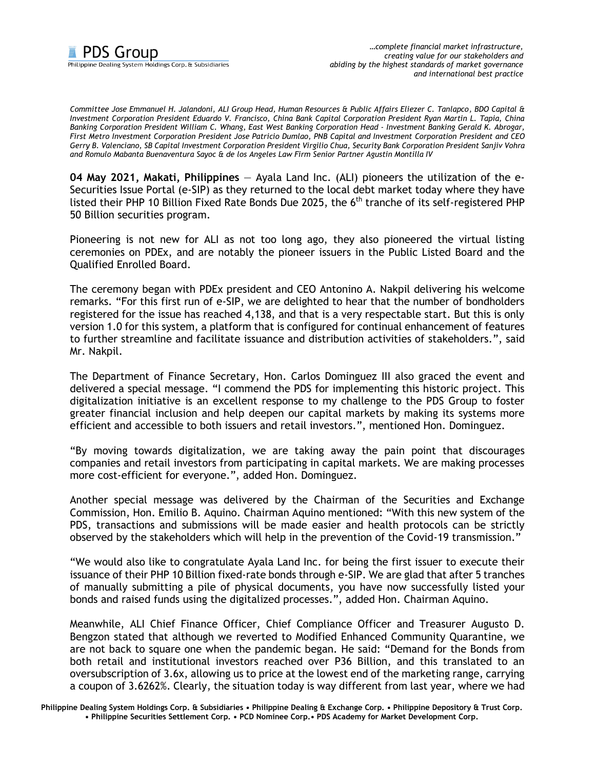*Committee Jose Emmanuel H. Jalandoni, ALI Group Head, Human Resources & Public Affairs Eliezer C. Tanlapco, BDO Capital & Investment Corporation President Eduardo V. Francisco, China Bank Capital Corporation President Ryan Martin L. Tapia, China Banking Corporation President William C. Whang, East West Banking Corporation Head - Investment Banking Gerald K. Abrogar, First Metro Investment Corporation President Jose Patricio Dumlao, PNB Capital and Investment Corporation President and CEO Gerry B. Valenciano, SB Capital Investment Corporation President Virgilio Chua, Security Bank Corporation President Sanjiv Vohra and Romulo Mabanta Buenaventura Sayoc & de los Angeles Law Firm Senior Partner Agustin Montilla IV*

**04 May 2021, Makati, Philippines** — Ayala Land Inc. (ALI) pioneers the utilization of the e-Securities Issue Portal (e-SIP) as they returned to the local debt market today where they have listed their PHP 10 Billion Fixed Rate Bonds Due 2025, the 6th tranche of its self-registered PHP 50 Billion securities program.

Pioneering is not new for ALI as not too long ago, they also pioneered the virtual listing ceremonies on PDEx, and are notably the pioneer issuers in the Public Listed Board and the Qualified Enrolled Board.

The ceremony began with PDEx president and CEO Antonino A. Nakpil delivering his welcome remarks. "For this first run of e-SIP, we are delighted to hear that the number of bondholders registered for the issue has reached 4,138, and that is a very respectable start. But this is only version 1.0 for this system, a platform that is configured for continual enhancement of features to further streamline and facilitate issuance and distribution activities of stakeholders.", said Mr. Nakpil.

The Department of Finance Secretary, Hon. Carlos Dominguez III also graced the event and delivered a special message. "I commend the PDS for implementing this historic project. This digitalization initiative is an excellent response to my challenge to the PDS Group to foster greater financial inclusion and help deepen our capital markets by making its systems more efficient and accessible to both issuers and retail investors.", mentioned Hon. Dominguez.

"By moving towards digitalization, we are taking away the pain point that discourages companies and retail investors from participating in capital markets. We are making processes more cost-efficient for everyone.", added Hon. Dominguez.

Another special message was delivered by the Chairman of the Securities and Exchange Commission, Hon. Emilio B. Aquino. Chairman Aquino mentioned: "With this new system of the PDS, transactions and submissions will be made easier and health protocols can be strictly observed by the stakeholders which will help in the prevention of the Covid-19 transmission."

"We would also like to congratulate Ayala Land Inc. for being the first issuer to execute their issuance of their PHP 10 Billion fixed-rate bonds through e-SIP. We are glad that after 5 tranches of manually submitting a pile of physical documents, you have now successfully listed your bonds and raised funds using the digitalized processes.", added Hon. Chairman Aquino.

Meanwhile, ALI Chief Finance Officer, Chief Compliance Officer and Treasurer Augusto D. Bengzon stated that although we reverted to Modified Enhanced Community Quarantine, we are not back to square one when the pandemic began. He said: "Demand for the Bonds from both retail and institutional investors reached over P36 Billion, and this translated to an oversubscription of 3.6x, allowing us to price at the lowest end of the marketing range, carrying a coupon of 3.6262%. Clearly, the situation today is way different from last year, where we had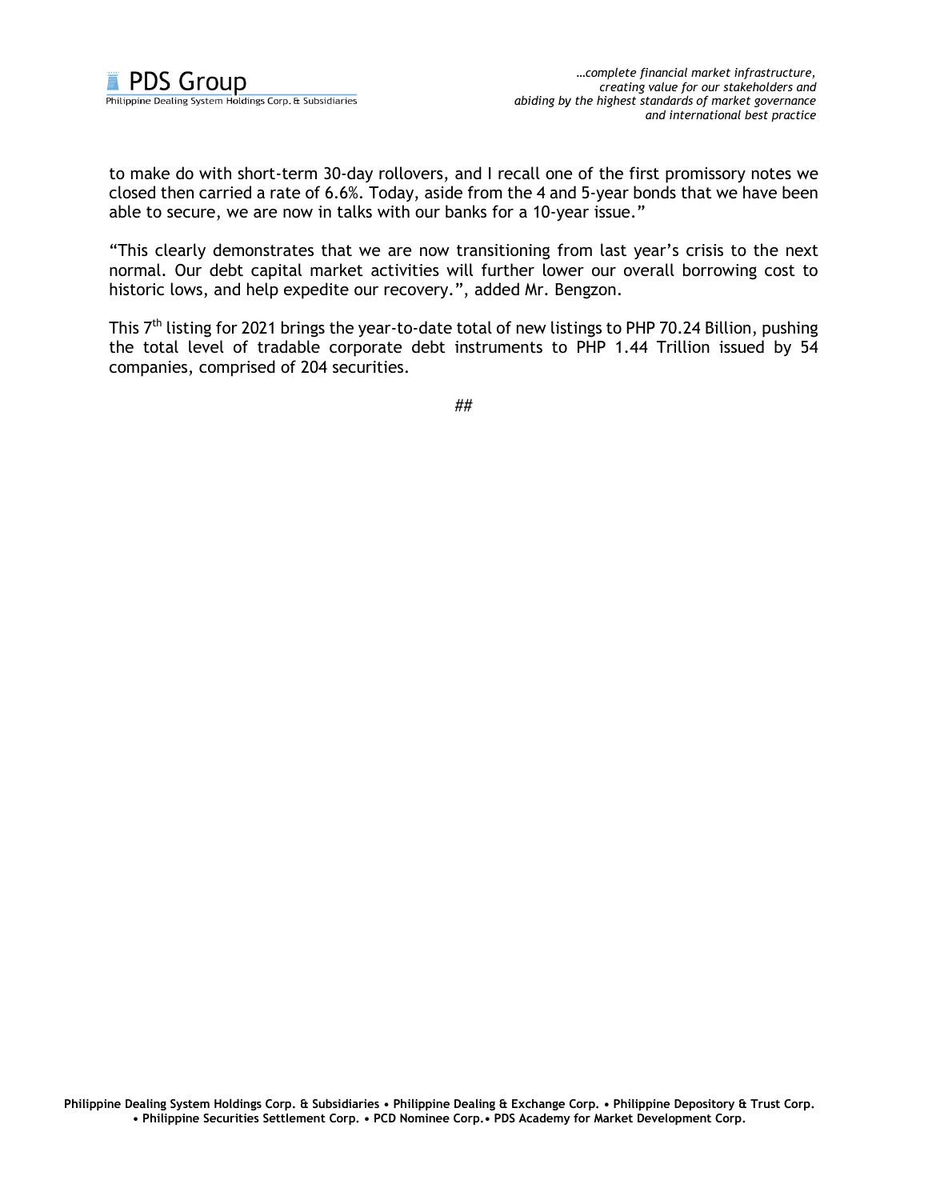to make do with short-term 30-day rollovers, and I recall one of the first promissory notes we closed then carried a rate of 6.6%. Today, aside from the 4 and 5-year bonds that we have been able to secure, we are now in talks with our banks for a 10-year issue."

"This clearly demonstrates that we are now transitioning from last year's crisis to the next normal. Our debt capital market activities will further lower our overall borrowing cost to historic lows, and help expedite our recovery.", added Mr. Bengzon.

This 7th listing for 2021 brings the year-to-date total of new listings to PHP 70.24 Billion, pushing the total level of tradable corporate debt instruments to PHP 1.44 Trillion issued by 54 companies, comprised of 204 securities.

##